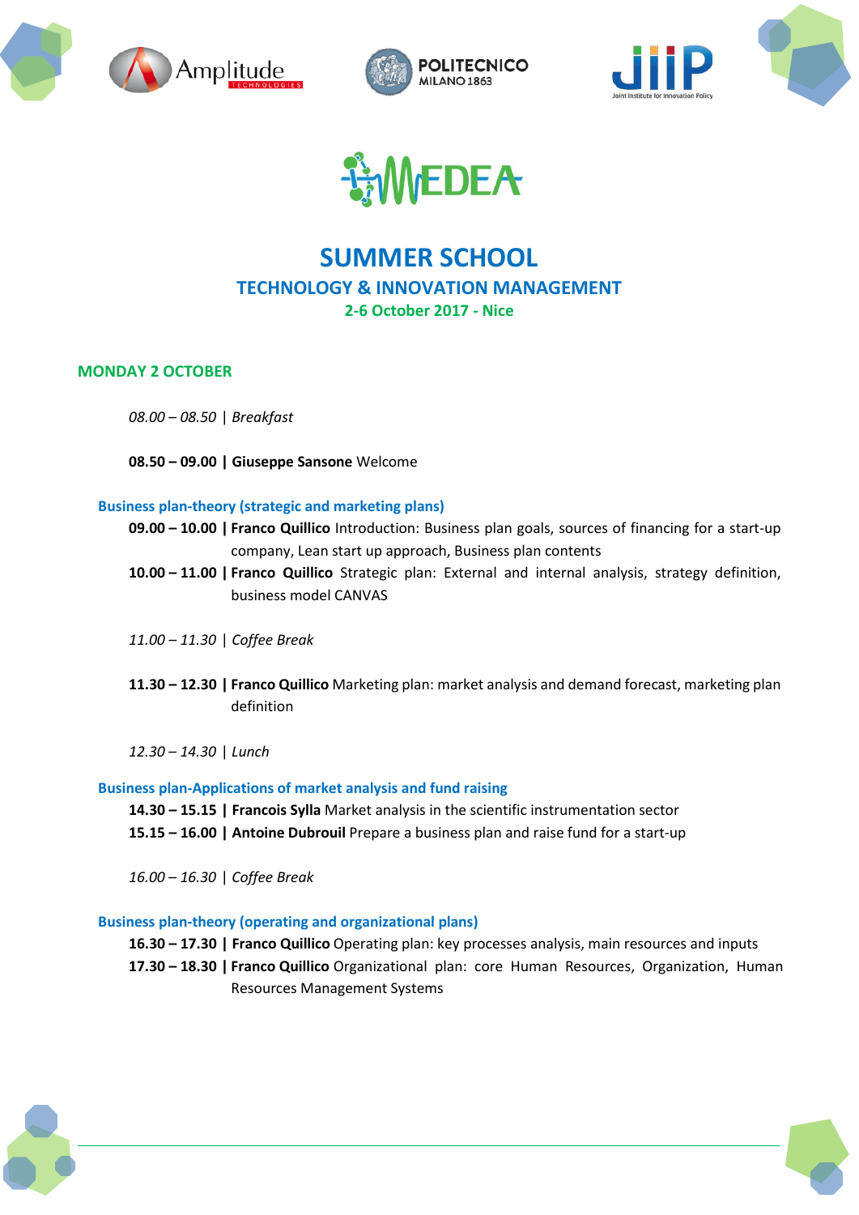# SUMMER SCHOOL

## TECHNOLOGY & INNOVATION MANAGEMENT

### 2-6 October 2017 - Nice

### MONDAY 2 OCTOBER

*08.00 – 08.50 | Breakfast*

**08.50 – 09.00 | Giuseppe Sansone** Welcome

**Business plan-theory (strategic and marketing plans)**

**09.00 – 10.00 | Franco Quillico** Introduction: Business plan goals, sources of financing for a start-up company, Lean start up approach, Business plan contents

**10.00 – 11.00 | Franco Quillico** Strategic plan: External and internal analysis, strategy definition, business model CANVAS

*11.00 – 11.30 | Coffee Break*

**11.30 – 12.30 | Franco Quillico** Marketing plan: market analysis and demand forecast, marketing plan definition

*12.30 – 14.30 | Lunch*

**Business plan-Applications of market analysis and fund raising**

**14.30 – 15.15 | Francois Sylla** Market analysis in the scientific instrumentation sector

**15.15 – 16.00 | Antoine Dubrouil** Prepare a business plan and raise fund for a start-up

*16.00 – 16.30 | Coffee Break*

**Business plan-theory (operating and organizational plans)**

**16.30 – 17.30 | Franco Quillico** Operating plan: key processes analysis, main resources and inputs

**17.30 – 18.30 | Franco Quillico** Organizational plan: core Human Resources, Organization, Human Resources Management Systems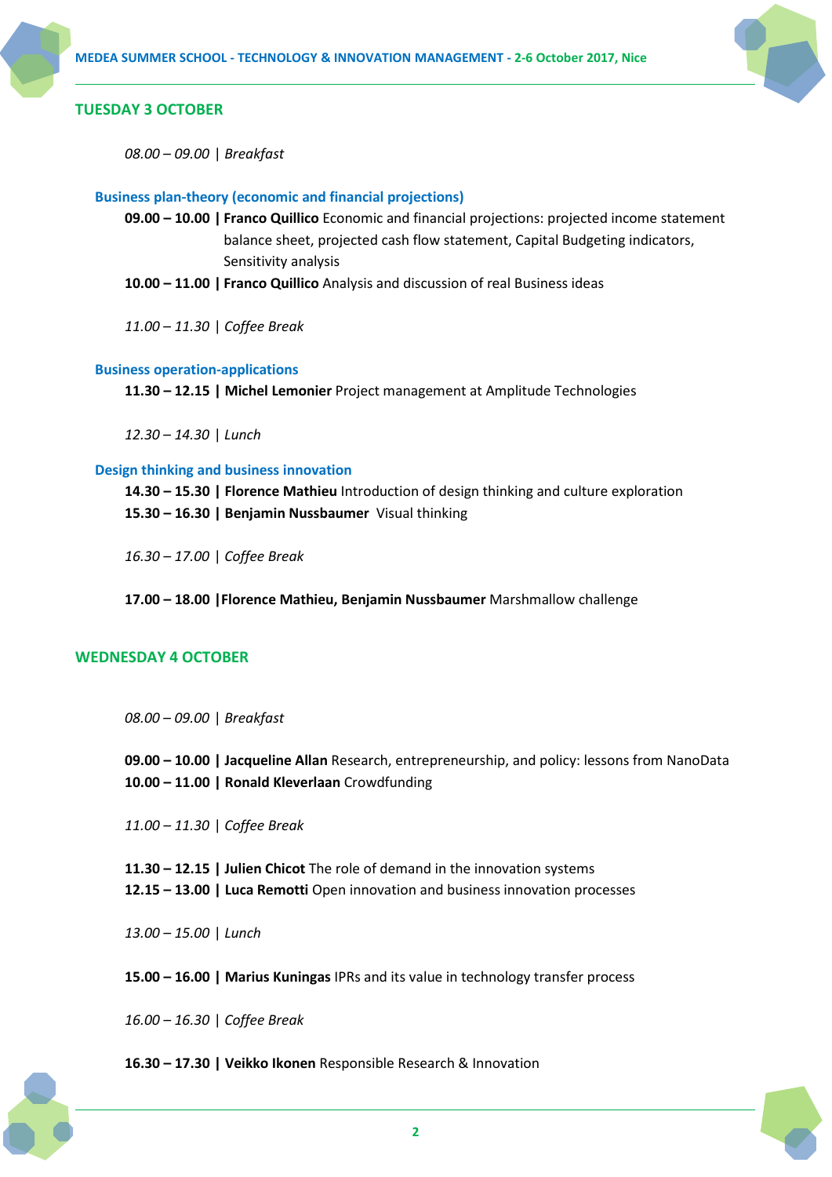## TUESDAY 3 OCTOBER

*08.00 – 09.00 | Breakfast*

### Business plan-theory (economic and financial projections)

**09.00 – 10.00 | Franco Quillico** Economic and financial projections: projected income statement balance sheet, projected cash flow statement, Capital Budgeting indicators, Sensitivity analysis

**10.00 – 11.00 | Franco Quillico** Analysis and discussion of real Business ideas

*11.00 – 11.30 | Coffee Break*

### Business operation-applications

**11.30 – 12.15 | Michel Lemonier** Project management at Amplitude Technologies

*12.30 – 14.30 | Lunch*

### Design thinking and business innovation

**14.30 – 15.30 | Florence Mathieu** Introduction of design thinking and culture exploration

**15.30 – 16.30 | Benjamin Nussbaumer** Visual thinking

*16.30 – 17.00 | Coffee Break*

**17.00 – 18.00 |Florence Mathieu, Benjamin Nussbaumer** Marshmallow challenge

## WEDNESDAY 4 OCTOBER

*08.00 – 09.00 | Breakfast*

**09.00 – 10.00 | Jacqueline Allan** Research, entrepreneurship, and policy: lessons from NanoData

**10.00 – 11.00 | Ronald Kleverlaan** Crowdfunding

*11.00 – 11.30 | Coffee Break*

**11.30 – 12.15 | Julien Chicot** The role of demand in the innovation systems

**12.15 – 13.00 | Luca Remotti** Open innovation and business innovation processes

*13.00 – 15.00 | Lunch*

**15.00 – 16.00 | Marius Kuningas** IPRs and its value in technology transfer process

*16.00 – 16.30 | Coffee Break*

**16.30 – 17.30 | Veikko Ikonen** Responsible Research & Innovation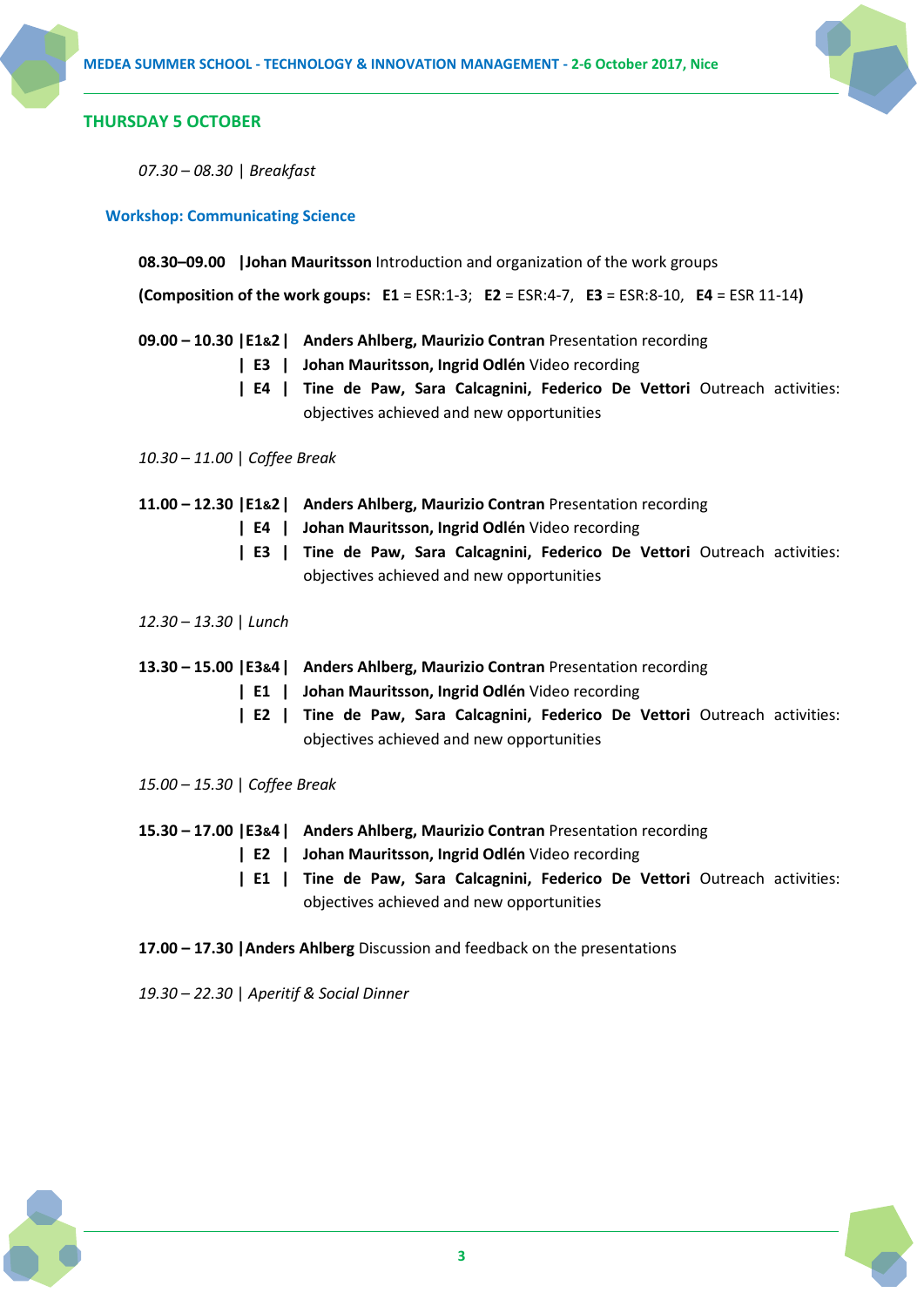## THURSDAY 5 OCTOBER

*07.30 – 08.30 | Breakfast*

### Workshop: Communicating Science

**08.30–09.00 |Johan Mauritsson** Introduction and organization of the work groups

**(Composition of the work goups: E1** = ESR:1-3; **E2** = ESR:4-7, **E3** = ESR:8-10, **E4** = ESR 11-14**)**

**09.00 – 10.30 |E1&2 | Anders Ahlberg, Maurizio Contran** Presentation recording
**| E3 | Johan Mauritsson, Ingrid Odlén** Video recording
**| E4 | Tine de Paw, Sara Calcagnini, Federico De Vettori** Outreach activities: objectives achieved and new opportunities

*10.30 – 11.00 | Coffee Break*

**11.00 – 12.30 |E1&2 | Anders Ahlberg, Maurizio Contran** Presentation recording
**| E4 | Johan Mauritsson, Ingrid Odlén** Video recording
**| E3 | Tine de Paw, Sara Calcagnini, Federico De Vettori** Outreach activities: objectives achieved and new opportunities

*12.30 – 13.30 | Lunch*

**13.30 – 15.00 |E3&4 | Anders Ahlberg, Maurizio Contran** Presentation recording
**| E1 | Johan Mauritsson, Ingrid Odlén** Video recording
**| E2 | Tine de Paw, Sara Calcagnini, Federico De Vettori** Outreach activities: objectives achieved and new opportunities

*15.00 – 15.30 | Coffee Break*

**15.30 – 17.00 |E3&4 | Anders Ahlberg, Maurizio Contran** Presentation recording
**| E2 | Johan Mauritsson, Ingrid Odlén** Video recording
**| E1 | Tine de Paw, Sara Calcagnini, Federico De Vettori** Outreach activities: objectives achieved and new opportunities

**17.00 – 17.30 |Anders Ahlberg** Discussion and feedback on the presentations

*19.30 – 22.30 | Aperitif & Social Dinner*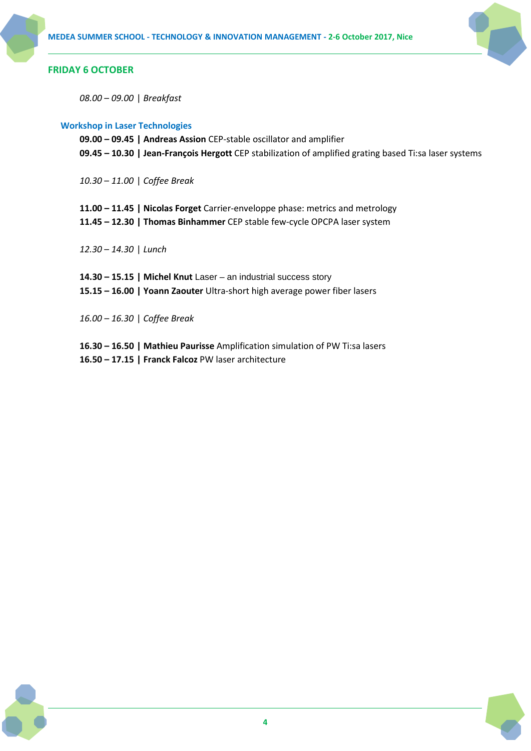## FRIDAY 6 OCTOBER

*08.00 – 09.00 | Breakfast*

### Workshop in Laser Technologies

**09.00 – 09.45 | Andreas Assion** CEP-stable oscillator and amplifier
**09.45 – 10.30 | Jean-François Hergott** CEP stabilization of amplified grating based Ti:sa laser systems

*10.30 – 11.00 | Coffee Break*

**11.00 – 11.45 | Nicolas Forget** Carrier-enveloppe phase: metrics and metrology
**11.45 – 12.30 | Thomas Binhammer** CEP stable few-cycle OPCPA laser system

*12.30 – 14.30 | Lunch*

**14.30 – 15.15 | Michel Knut** Laser – an industrial success story
**15.15 – 16.00 | Yoann Zaouter** Ultra-short high average power fiber lasers

*16.00 – 16.30 | Coffee Break*

**16.30 – 16.50 | Mathieu Paurisse** Amplification simulation of PW Ti:sa lasers
**16.50 – 17.15 | Franck Falcoz** PW laser architecture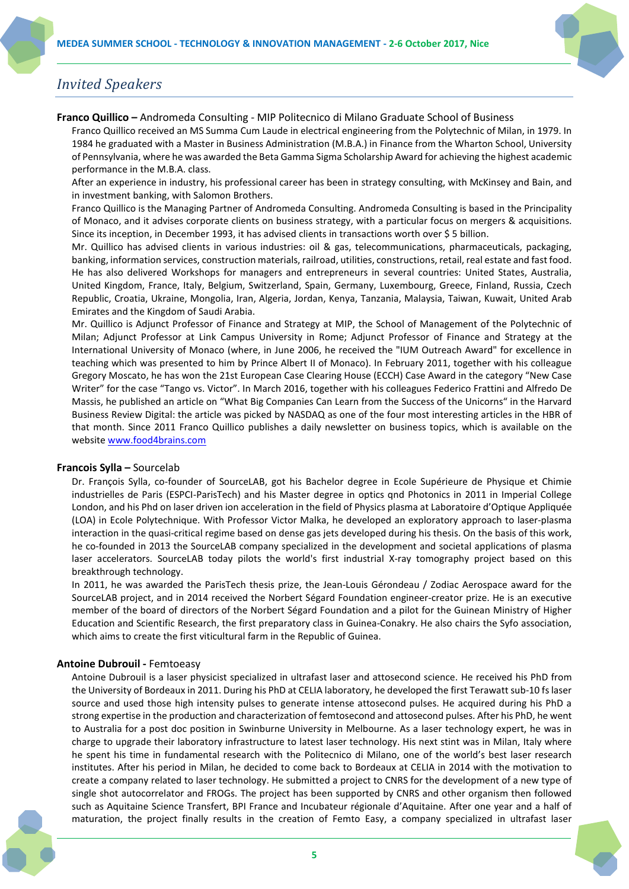## Invited Speakers

**Franco Quillico –** Andromeda Consulting - MIP Politecnico di Milano Graduate School of Business

Franco Quillico received an MS Summa Cum Laude in electrical engineering from the Polytechnic of Milan, in 1979. In 1984 he graduated with a Master in Business Administration (M.B.A.) in Finance from the Wharton School, University of Pennsylvania, where he was awarded the Beta Gamma Sigma Scholarship Award for achieving the highest academic performance in the M.B.A. class.

After an experience in industry, his professional career has been in strategy consulting, with McKinsey and Bain, and in investment banking, with Salomon Brothers.

Franco Quillico is the Managing Partner of Andromeda Consulting. Andromeda Consulting is based in the Principality of Monaco, and it advises corporate clients on business strategy, with a particular focus on mergers & acquisitions. Since its inception, in December 1993, it has advised clients in transactions worth over $ 5 billion.

Mr. Quillico has advised clients in various industries: oil & gas, telecommunications, pharmaceuticals, packaging, banking, information services, construction materials, railroad, utilities, constructions, retail, real estate and fast food. He has also delivered Workshops for managers and entrepreneurs in several countries: United States, Australia, United Kingdom, France, Italy, Belgium, Switzerland, Spain, Germany, Luxembourg, Greece, Finland, Russia, Czech Republic, Croatia, Ukraine, Mongolia, Iran, Algeria, Jordan, Kenya, Tanzania, Malaysia, Taiwan, Kuwait, United Arab Emirates and the Kingdom of Saudi Arabia.

Mr. Quillico is Adjunct Professor of Finance and Strategy at MIP, the School of Management of the Polytechnic of Milan; Adjunct Professor at Link Campus University in Rome; Adjunct Professor of Finance and Strategy at the International University of Monaco (where, in June 2006, he received the "IUM Outreach Award" for excellence in teaching which was presented to him by Prince Albert II of Monaco). In February 2011, together with his colleague Gregory Moscato, he has won the 21st European Case Clearing House (ECCH) Case Award in the category "New Case Writer" for the case "Tango vs. Victor". In March 2016, together with his colleagues Federico Frattini and Alfredo De Massis, he published an article on "What Big Companies Can Learn from the Success of the Unicorns" in the Harvard Business Review Digital: the article was picked by NASDAQ as one of the four most interesting articles in the HBR of that month. Since 2011 Franco Quillico publishes a daily newsletter on business topics, which is available on the website [www.food4brains.com](http://www.food4brains.com)

**Francois Sylla –** Sourcelab

Dr. François Sylla, co-founder of SourceLAB, got his Bachelor degree in Ecole Supérieure de Physique et Chimie industrielles de Paris (ESPCI-ParisTech) and his Master degree in optics qnd Photonics in 2011 in Imperial College London, and his Phd on laser driven ion acceleration in the field of Physics plasma at Laboratoire d'Optique Appliquée (LOA) in Ecole Polytechnique. With Professor Victor Malka, he developed an exploratory approach to laser-plasma interaction in the quasi-critical regime based on dense gas jets developed during his thesis. On the basis of this work, he co-founded in 2013 the SourceLAB company specialized in the development and societal applications of plasma laser accelerators. SourceLAB today pilots the world's first industrial X-ray tomography project based on this breakthrough technology.

In 2011, he was awarded the ParisTech thesis prize, the Jean-Louis Gérondeau / Zodiac Aerospace award for the SourceLAB project, and in 2014 received the Norbert Ségard Foundation engineer-creator prize. He is an executive member of the board of directors of the Norbert Ségard Foundation and a pilot for the Guinean Ministry of Higher Education and Scientific Research, the first preparatory class in Guinea-Conakry. He also chairs the Syfo association, which aims to create the first viticultural farm in the Republic of Guinea.

**Antoine Dubrouil -** Femtoeasy

Antoine Dubrouil is a laser physicist specialized in ultrafast laser and attosecond science. He received his PhD from the University of Bordeaux in 2011. During his PhD at CELIA laboratory, he developed the first Terawatt sub-10 fs laser source and used those high intensity pulses to generate intense attosecond pulses. He acquired during his PhD a strong expertise in the production and characterization of femtosecond and attosecond pulses. After his PhD, he went to Australia for a post doc position in Swinburne University in Melbourne. As a laser technology expert, he was in charge to upgrade their laboratory infrastructure to latest laser technology. His next stint was in Milan, Italy where he spent his time in fundamental research with the Politecnico di Milano, one of the world's best laser research institutes. After his period in Milan, he decided to come back to Bordeaux at CELIA in 2014 with the motivation to create a company related to laser technology. He submitted a project to CNRS for the development of a new type of single shot autocorrelator and FROGs. The project has been supported by CNRS and other organism then followed such as Aquitaine Science Transfert, BPI France and Incubateur régionale d'Aquitaine. After one year and a half of maturation, the project finally results in the creation of Femto Easy, a company specialized in ultrafast laser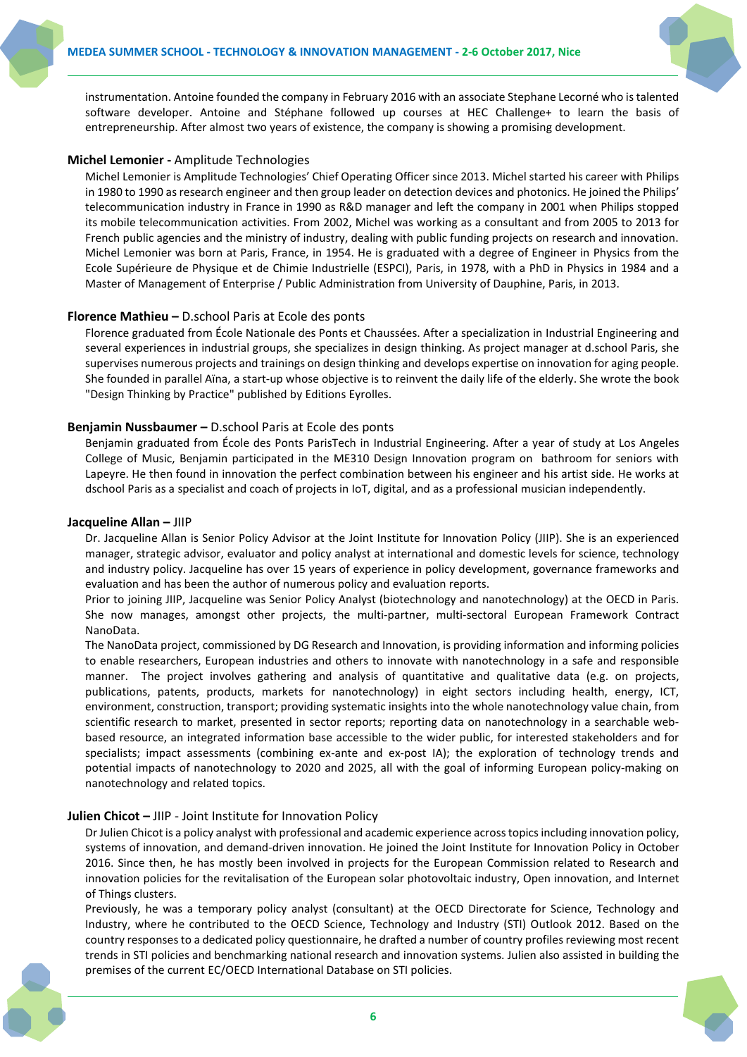instrumentation. Antoine founded the company in February 2016 with an associate Stephane Lecorné who is talented software developer. Antoine and Stéphane followed up courses at HEC Challenge+ to learn the basis of entrepreneurship. After almost two years of existence, the company is showing a promising development.

**Michel Lemonier -** Amplitude Technologies

Michel Lemonier is Amplitude Technologies' Chief Operating Officer since 2013. Michel started his career with Philips in 1980 to 1990 as research engineer and then group leader on detection devices and photonics. He joined the Philips' telecommunication industry in France in 1990 as R&D manager and left the company in 2001 when Philips stopped its mobile telecommunication activities. From 2002, Michel was working as a consultant and from 2005 to 2013 for French public agencies and the ministry of industry, dealing with public funding projects on research and innovation. Michel Lemonier was born at Paris, France, in 1954. He is graduated with a degree of Engineer in Physics from the Ecole Supérieure de Physique et de Chimie Industrielle (ESPCI), Paris, in 1978, with a PhD in Physics in 1984 and a Master of Management of Enterprise / Public Administration from University of Dauphine, Paris, in 2013.

**Florence Mathieu –** D.school Paris at Ecole des ponts

Florence graduated from École Nationale des Ponts et Chaussées. After a specialization in Industrial Engineering and several experiences in industrial groups, she specializes in design thinking. As project manager at d.school Paris, she supervises numerous projects and trainings on design thinking and develops expertise on innovation for aging people. She founded in parallel Aïna, a start-up whose objective is to reinvent the daily life of the elderly. She wrote the book "Design Thinking by Practice" published by Editions Eyrolles.

**Benjamin Nussbaumer –** D.school Paris at Ecole des ponts

Benjamin graduated from École des Ponts ParisTech in Industrial Engineering. After a year of study at Los Angeles College of Music, Benjamin participated in the ME310 Design Innovation program on bathroom for seniors with Lapeyre. He then found in innovation the perfect combination between his engineer and his artist side. He works at dschool Paris as a specialist and coach of projects in IoT, digital, and as a professional musician independently.

**Jacqueline Allan –** JIIP

Dr. Jacqueline Allan is Senior Policy Advisor at the Joint Institute for Innovation Policy (JIIP). She is an experienced manager, strategic advisor, evaluator and policy analyst at international and domestic levels for science, technology and industry policy. Jacqueline has over 15 years of experience in policy development, governance frameworks and evaluation and has been the author of numerous policy and evaluation reports.

Prior to joining JIIP, Jacqueline was Senior Policy Analyst (biotechnology and nanotechnology) at the OECD in Paris. She now manages, amongst other projects, the multi-partner, multi-sectoral European Framework Contract NanoData.

The NanoData project, commissioned by DG Research and Innovation, is providing information and informing policies to enable researchers, European industries and others to innovate with nanotechnology in a safe and responsible manner. The project involves gathering and analysis of quantitative and qualitative data (e.g. on projects, publications, patents, products, markets for nanotechnology) in eight sectors including health, energy, ICT, environment, construction, transport; providing systematic insights into the whole nanotechnology value chain, from scientific research to market, presented in sector reports; reporting data on nanotechnology in a searchable web-based resource, an integrated information base accessible to the wider public, for interested stakeholders and for specialists; impact assessments (combining ex-ante and ex-post IA); the exploration of technology trends and potential impacts of nanotechnology to 2020 and 2025, all with the goal of informing European policy-making on nanotechnology and related topics.

**Julien Chicot –** JIIP - Joint Institute for Innovation Policy

Dr Julien Chicot is a policy analyst with professional and academic experience across topics including innovation policy, systems of innovation, and demand-driven innovation. He joined the Joint Institute for Innovation Policy in October 2016. Since then, he has mostly been involved in projects for the European Commission related to Research and innovation policies for the revitalisation of the European solar photovoltaic industry, Open innovation, and Internet of Things clusters.

Previously, he was a temporary policy analyst (consultant) at the OECD Directorate for Science, Technology and Industry, where he contributed to the OECD Science, Technology and Industry (STI) Outlook 2012. Based on the country responses to a dedicated policy questionnaire, he drafted a number of country profiles reviewing most recent trends in STI policies and benchmarking national research and innovation systems. Julien also assisted in building the premises of the current EC/OECD International Database on STI policies.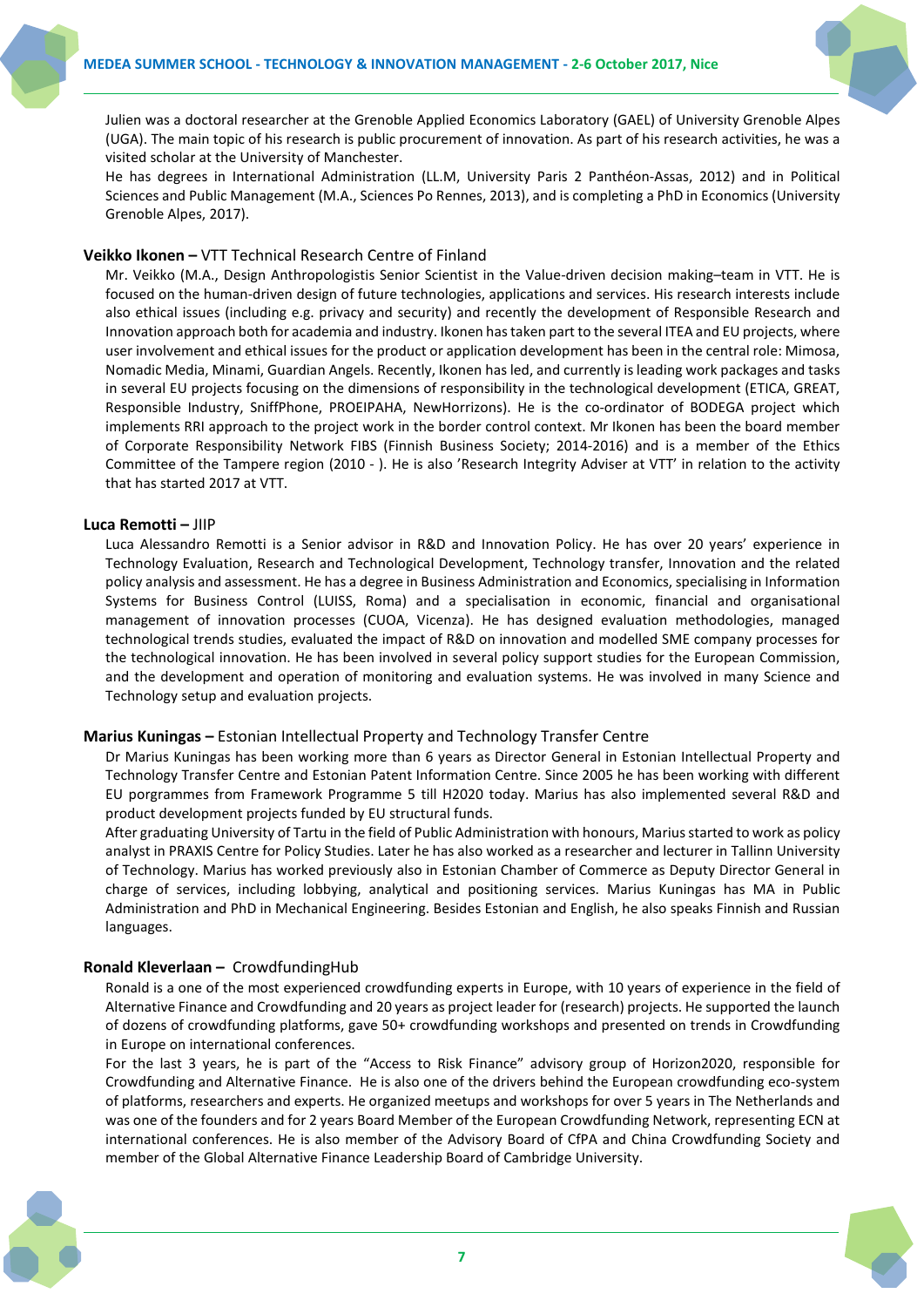Julien was a doctoral researcher at the Grenoble Applied Economics Laboratory (GAEL) of University Grenoble Alpes (UGA). The main topic of his research is public procurement of innovation. As part of his research activities, he was a visited scholar at the University of Manchester.
He has degrees in International Administration (LL.M, University Paris 2 Panthéon-Assas, 2012) and in Political Sciences and Public Management (M.A., Sciences Po Rennes, 2013), and is completing a PhD in Economics (University Grenoble Alpes, 2017).

**Veikko Ikonen –** VTT Technical Research Centre of Finland

Mr. Veikko (M.A., Design Anthropologistis Senior Scientist in the Value-driven decision making–team in VTT. He is focused on the human-driven design of future technologies, applications and services. His research interests include also ethical issues (including e.g. privacy and security) and recently the development of Responsible Research and Innovation approach both for academia and industry. Ikonen has taken part to the several ITEA and EU projects, where user involvement and ethical issues for the product or application development has been in the central role: Mimosa, Nomadic Media, Minami, Guardian Angels. Recently, Ikonen has led, and currently is leading work packages and tasks in several EU projects focusing on the dimensions of responsibility in the technological development (ETICA, GREAT, Responsible Industry, SniffPhone, PROEIPAHA, NewHorrizons). He is the co-ordinator of BODEGA project which implements RRI approach to the project work in the border control context. Mr Ikonen has been the board member of Corporate Responsibility Network FIBS (Finnish Business Society; 2014-2016) and is a member of the Ethics Committee of the Tampere region (2010 - ). He is also 'Research Integrity Adviser at VTT' in relation to the activity that has started 2017 at VTT.

**Luca Remotti –** JIIP

Luca Alessandro Remotti is a Senior advisor in R&D and Innovation Policy. He has over 20 years' experience in Technology Evaluation, Research and Technological Development, Technology transfer, Innovation and the related policy analysis and assessment. He has a degree in Business Administration and Economics, specialising in Information Systems for Business Control (LUISS, Roma) and a specialisation in economic, financial and organisational management of innovation processes (CUOA, Vicenza). He has designed evaluation methodologies, managed technological trends studies, evaluated the impact of R&D on innovation and modelled SME company processes for the technological innovation. He has been involved in several policy support studies for the European Commission, and the development and operation of monitoring and evaluation systems. He was involved in many Science and Technology setup and evaluation projects.

**Marius Kuningas –** Estonian Intellectual Property and Technology Transfer Centre

Dr Marius Kuningas has been working more than 6 years as Director General in Estonian Intellectual Property and Technology Transfer Centre and Estonian Patent Information Centre. Since 2005 he has been working with different EU porgrammes from Framework Programme 5 till H2020 today. Marius has also implemented several R&D and product development projects funded by EU structural funds.
After graduating University of Tartu in the field of Public Administration with honours, Marius started to work as policy analyst in PRAXIS Centre for Policy Studies. Later he has also worked as a researcher and lecturer in Tallinn University of Technology. Marius has worked previously also in Estonian Chamber of Commerce as Deputy Director General in charge of services, including lobbying, analytical and positioning services. Marius Kuningas has MA in Public Administration and PhD in Mechanical Engineering. Besides Estonian and English, he also speaks Finnish and Russian languages.

**Ronald Kleverlaan –** CrowdfundingHub

Ronald is a one of the most experienced crowdfunding experts in Europe, with 10 years of experience in the field of Alternative Finance and Crowdfunding and 20 years as project leader for (research) projects. He supported the launch of dozens of crowdfunding platforms, gave 50+ crowdfunding workshops and presented on trends in Crowdfunding in Europe on international conferences.
For the last 3 years, he is part of the "Access to Risk Finance" advisory group of Horizon2020, responsible for Crowdfunding and Alternative Finance. He is also one of the drivers behind the European crowdfunding eco-system of platforms, researchers and experts. He organized meetups and workshops for over 5 years in The Netherlands and was one of the founders and for 2 years Board Member of the European Crowdfunding Network, representing ECN at international conferences. He is also member of the Advisory Board of CfPA and China Crowdfunding Society and member of the Global Alternative Finance Leadership Board of Cambridge University.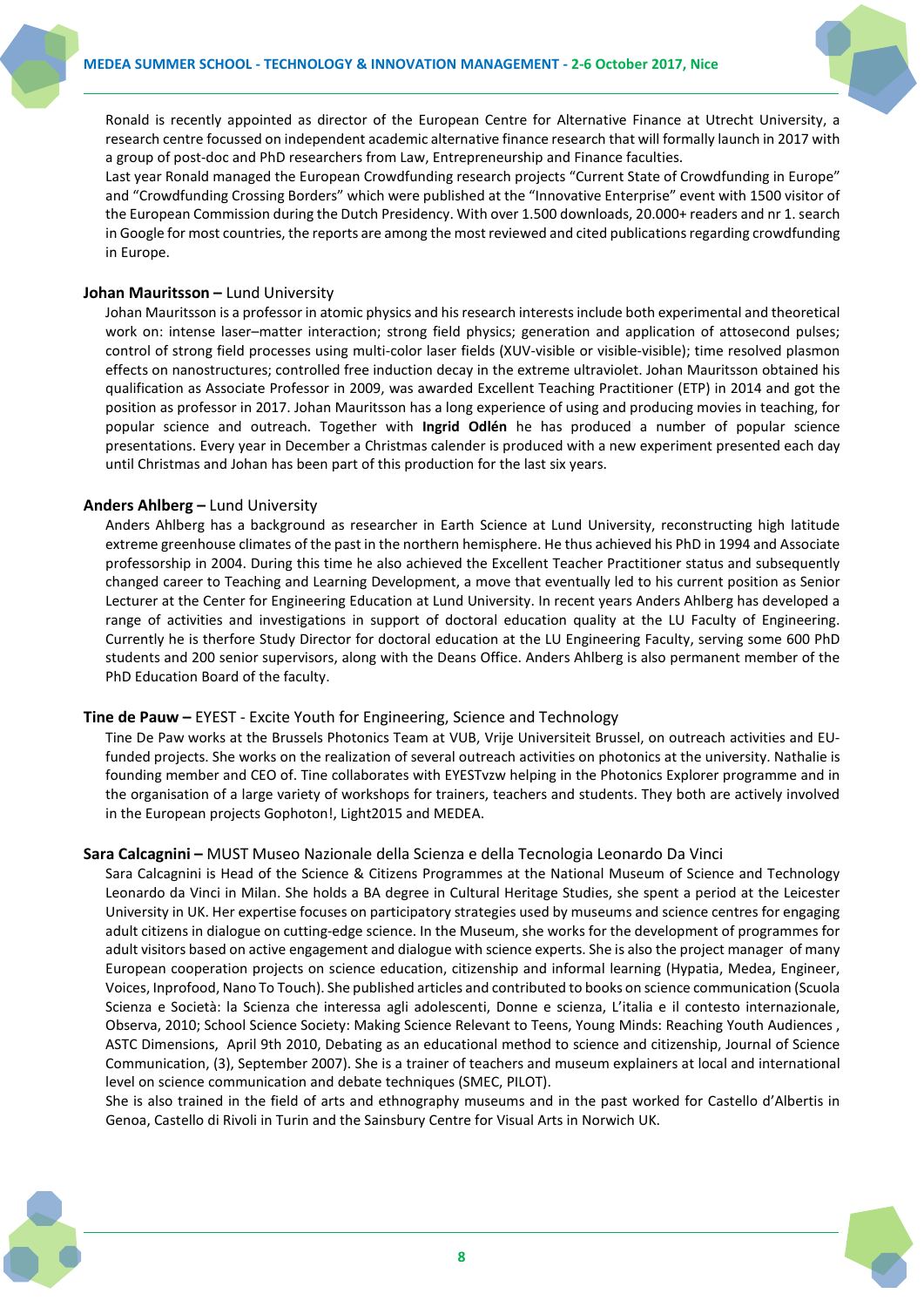Ronald is recently appointed as director of the European Centre for Alternative Finance at Utrecht University, a research centre focussed on independent academic alternative finance research that will formally launch in 2017 with a group of post-doc and PhD researchers from Law, Entrepreneurship and Finance faculties.
Last year Ronald managed the European Crowdfunding research projects "Current State of Crowdfunding in Europe" and "Crowdfunding Crossing Borders" which were published at the "Innovative Enterprise" event with 1500 visitor of the European Commission during the Dutch Presidency. With over 1.500 downloads, 20.000+ readers and nr 1. search in Google for most countries, the reports are among the most reviewed and cited publications regarding crowdfunding in Europe.

**Johan Mauritsson –** Lund University

Johan Mauritsson is a professor in atomic physics and his research interests include both experimental and theoretical work on: intense laser–matter interaction; strong field physics; generation and application of attosecond pulses; control of strong field processes using multi-color laser fields (XUV-visible or visible-visible); time resolved plasmon effects on nanostructures; controlled free induction decay in the extreme ultraviolet. Johan Mauritsson obtained his qualification as Associate Professor in 2009, was awarded Excellent Teaching Practitioner (ETP) in 2014 and got the position as professor in 2017. Johan Mauritsson has a long experience of using and producing movies in teaching, for popular science and outreach. Together with **Ingrid Odlén** he has produced a number of popular science presentations. Every year in December a Christmas calender is produced with a new experiment presented each day until Christmas and Johan has been part of this production for the last six years.

**Anders Ahlberg –** Lund University

Anders Ahlberg has a background as researcher in Earth Science at Lund University, reconstructing high latitude extreme greenhouse climates of the past in the northern hemisphere. He thus achieved his PhD in 1994 and Associate professorship in 2004. During this time he also achieved the Excellent Teacher Practitioner status and subsequently changed career to Teaching and Learning Development, a move that eventually led to his current position as Senior Lecturer at the Center for Engineering Education at Lund University. In recent years Anders Ahlberg has developed a range of activities and investigations in support of doctoral education quality at the LU Faculty of Engineering. Currently he is therfore Study Director for doctoral education at the LU Engineering Faculty, serving some 600 PhD students and 200 senior supervisors, along with the Deans Office. Anders Ahlberg is also permanent member of the PhD Education Board of the faculty.

**Tine de Pauw –** EYEST - Excite Youth for Engineering, Science and Technology

Tine De Paw works at the Brussels Photonics Team at VUB, Vrije Universiteit Brussel, on outreach activities and EU-funded projects. She works on the realization of several outreach activities on photonics at the university. Nathalie is founding member and CEO of. Tine collaborates with EYESTvzw helping in the Photonics Explorer programme and in the organisation of a large variety of workshops for trainers, teachers and students. They both are actively involved in the European projects Gophoton!, Light2015 and MEDEA.

**Sara Calcagnini –** MUST Museo Nazionale della Scienza e della Tecnologia Leonardo Da Vinci

Sara Calcagnini is Head of the Science & Citizens Programmes at the National Museum of Science and Technology Leonardo da Vinci in Milan. She holds a BA degree in Cultural Heritage Studies, she spent a period at the Leicester University in UK. Her expertise focuses on participatory strategies used by museums and science centres for engaging adult citizens in dialogue on cutting-edge science. In the Museum, she works for the development of programmes for adult visitors based on active engagement and dialogue with science experts. She is also the project manager of many European cooperation projects on science education, citizenship and informal learning (Hypatia, Medea, Engineer, Voices, Inprofood, Nano To Touch). She published articles and contributed to books on science communication (Scuola Scienza e Società: la Scienza che interessa agli adolescenti, Donne e scienza, L'italia e il contesto internazionale, Observa, 2010; School Science Society: Making Science Relevant to Teens, Young Minds: Reaching Youth Audiences , ASTC Dimensions, April 9th 2010, Debating as an educational method to science and citizenship, Journal of Science Communication, (3), September 2007). She is a trainer of teachers and museum explainers at local and international level on science communication and debate techniques (SMEC, PILOT).
She is also trained in the field of arts and ethnography museums and in the past worked for Castello d'Albertis in Genoa, Castello di Rivoli in Turin and the Sainsbury Centre for Visual Arts in Norwich UK.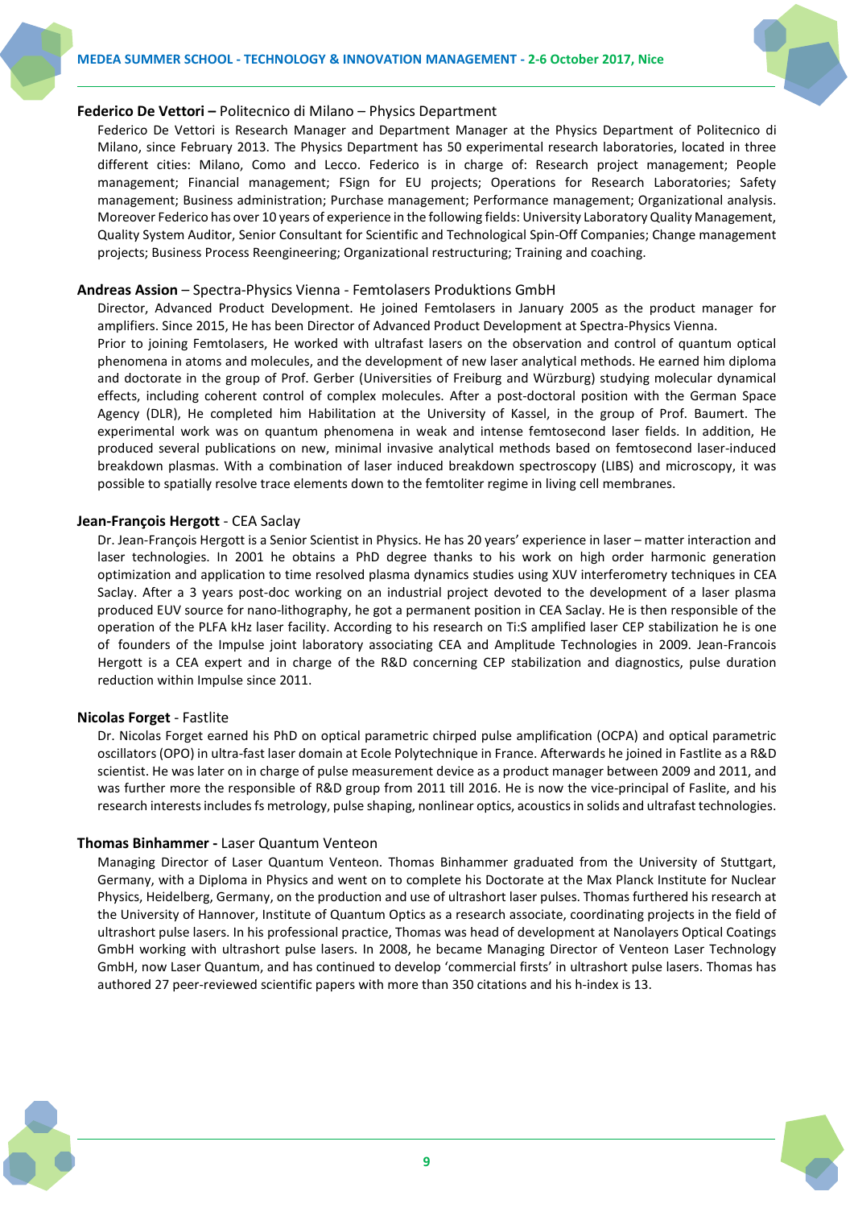**Federico De Vettori –** Politecnico di Milano – Physics Department

Federico De Vettori is Research Manager and Department Manager at the Physics Department of Politecnico di Milano, since February 2013. The Physics Department has 50 experimental research laboratories, located in three different cities: Milano, Como and Lecco. Federico is in charge of: Research project management; People management; Financial management; FSign for EU projects; Operations for Research Laboratories; Safety management; Business administration; Purchase management; Performance management; Organizational analysis. Moreover Federico has over 10 years of experience in the following fields: University Laboratory Quality Management, Quality System Auditor, Senior Consultant for Scientific and Technological Spin-Off Companies; Change management projects; Business Process Reengineering; Organizational restructuring; Training and coaching.

**Andreas Assion** – Spectra-Physics Vienna - Femtolasers Produktions GmbH

Director, Advanced Product Development. He joined Femtolasers in January 2005 as the product manager for amplifiers. Since 2015, He has been Director of Advanced Product Development at Spectra-Physics Vienna.
Prior to joining Femtolasers, He worked with ultrafast lasers on the observation and control of quantum optical phenomena in atoms and molecules, and the development of new laser analytical methods. He earned him diploma and doctorate in the group of Prof. Gerber (Universities of Freiburg and Würzburg) studying molecular dynamical effects, including coherent control of complex molecules. After a post-doctoral position with the German Space Agency (DLR), He completed him Habilitation at the University of Kassel, in the group of Prof. Baumert. The experimental work was on quantum phenomena in weak and intense femtosecond laser fields. In addition, He produced several publications on new, minimal invasive analytical methods based on femtosecond laser-induced breakdown plasmas. With a combination of laser induced breakdown spectroscopy (LIBS) and microscopy, it was possible to spatially resolve trace elements down to the femtoliter regime in living cell membranes.

**Jean-François Hergott** - CEA Saclay

Dr. Jean-François Hergott is a Senior Scientist in Physics. He has 20 years' experience in laser – matter interaction and laser technologies. In 2001 he obtains a PhD degree thanks to his work on high order harmonic generation optimization and application to time resolved plasma dynamics studies using XUV interferometry techniques in CEA Saclay. After a 3 years post-doc working on an industrial project devoted to the development of a laser plasma produced EUV source for nano-lithography, he got a permanent position in CEA Saclay. He is then responsible of the operation of the PLFA kHz laser facility. According to his research on Ti:S amplified laser CEP stabilization he is one of founders of the Impulse joint laboratory associating CEA and Amplitude Technologies in 2009. Jean-Francois Hergott is a CEA expert and in charge of the R&D concerning CEP stabilization and diagnostics, pulse duration reduction within Impulse since 2011.

**Nicolas Forget** - Fastlite

Dr. Nicolas Forget earned his PhD on optical parametric chirped pulse amplification (OCPA) and optical parametric oscillators (OPO) in ultra-fast laser domain at Ecole Polytechnique in France. Afterwards he joined in Fastlite as a R&D scientist. He was later on in charge of pulse measurement device as a product manager between 2009 and 2011, and was further more the responsible of R&D group from 2011 till 2016. He is now the vice-principal of Faslite, and his research interests includes fs metrology, pulse shaping, nonlinear optics, acoustics in solids and ultrafast technologies.

**Thomas Binhammer -** Laser Quantum Venteon

Managing Director of Laser Quantum Venteon. Thomas Binhammer graduated from the University of Stuttgart, Germany, with a Diploma in Physics and went on to complete his Doctorate at the Max Planck Institute for Nuclear Physics, Heidelberg, Germany, on the production and use of ultrashort laser pulses. Thomas furthered his research at the University of Hannover, Institute of Quantum Optics as a research associate, coordinating projects in the field of ultrashort pulse lasers. In his professional practice, Thomas was head of development at Nanolayers Optical Coatings GmbH working with ultrashort pulse lasers. In 2008, he became Managing Director of Venteon Laser Technology GmbH, now Laser Quantum, and has continued to develop 'commercial firsts' in ultrashort pulse lasers. Thomas has authored 27 peer-reviewed scientific papers with more than 350 citations and his h-index is 13.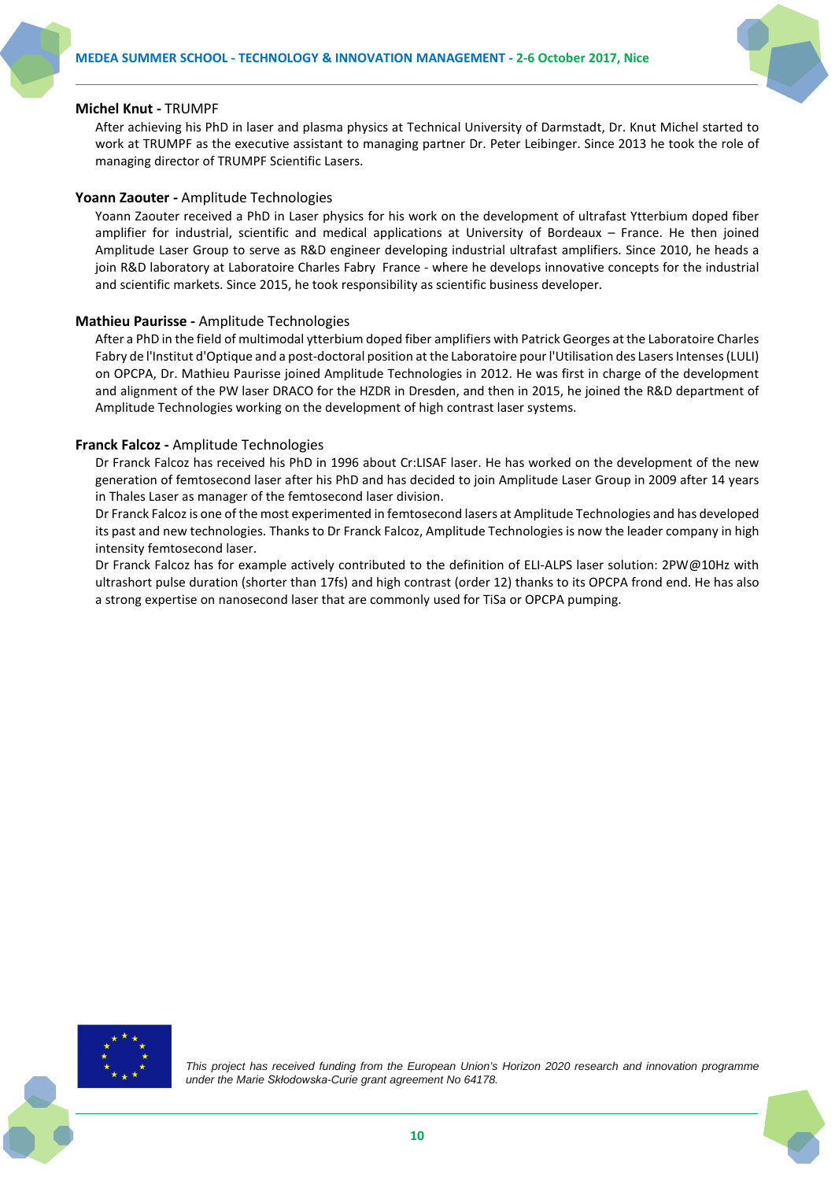**Michel Knut -** TRUMPF

After achieving his PhD in laser and plasma physics at Technical University of Darmstadt, Dr. Knut Michel started to work at TRUMPF as the executive assistant to managing partner Dr. Peter Leibinger. Since 2013 he took the role of managing director of TRUMPF Scientific Lasers.

**Yoann Zaouter -** Amplitude Technologies

Yoann Zaouter received a PhD in Laser physics for his work on the development of ultrafast Ytterbium doped fiber amplifier for industrial, scientific and medical applications at University of Bordeaux – France. He then joined Amplitude Laser Group to serve as R&D engineer developing industrial ultrafast amplifiers. Since 2010, he heads a join R&D laboratory at Laboratoire Charles Fabry France - where he develops innovative concepts for the industrial and scientific markets. Since 2015, he took responsibility as scientific business developer.

**Mathieu Paurisse -** Amplitude Technologies

After a PhD in the field of multimodal ytterbium doped fiber amplifiers with Patrick Georges at the Laboratoire Charles Fabry de l'Institut d'Optique and a post-doctoral position at the Laboratoire pour l'Utilisation des Lasers Intenses (LULI) on OPCPA, Dr. Mathieu Paurisse joined Amplitude Technologies in 2012. He was first in charge of the development and alignment of the PW laser DRACO for the HZDR in Dresden, and then in 2015, he joined the R&D department of Amplitude Technologies working on the development of high contrast laser systems.

**Franck Falcoz -** Amplitude Technologies

Dr Franck Falcoz has received his PhD in 1996 about Cr:LISAF laser. He has worked on the development of the new generation of femtosecond laser after his PhD and has decided to join Amplitude Laser Group in 2009 after 14 years in Thales Laser as manager of the femtosecond laser division.

Dr Franck Falcoz is one of the most experimented in femtosecond lasers at Amplitude Technologies and has developed its past and new technologies. Thanks to Dr Franck Falcoz, Amplitude Technologies is now the leader company in high intensity femtosecond laser.

Dr Franck Falcoz has for example actively contributed to the definition of ELI-ALPS laser solution: 2PW@10Hz with ultrashort pulse duration (shorter than 17fs) and high contrast (order 12) thanks to its OPCPA frond end. He has also a strong expertise on nanosecond laser that are commonly used for TiSa or OPCPA pumping.

*This project has received funding from the European Union's Horizon 2020 research and innovation programme under the Marie Skłodowska-Curie grant agreement No 64178.*